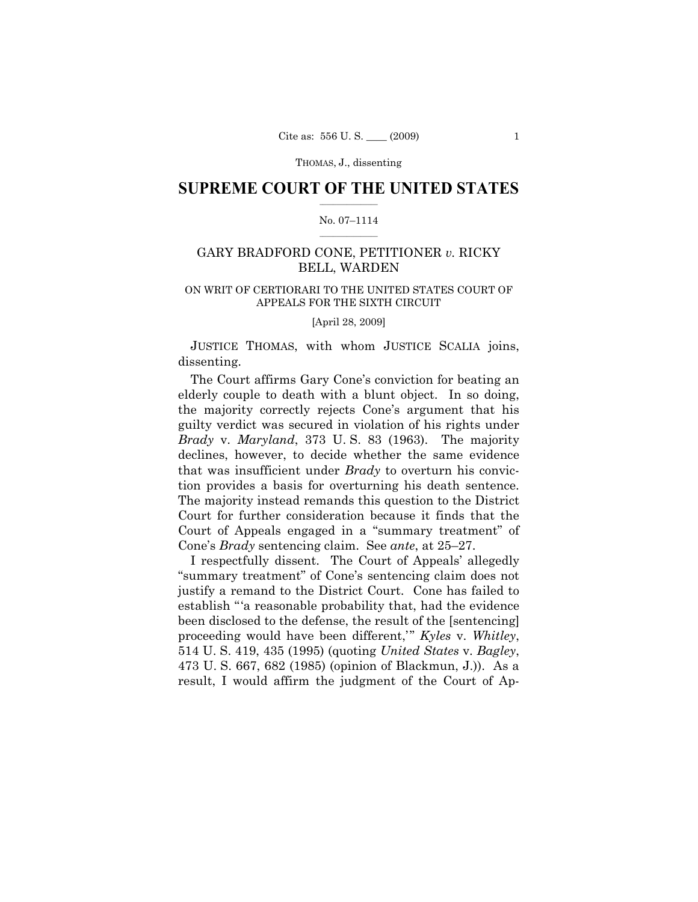## SUPREME COURT OF THE UNITED STATES

No. 07–1114

GARY BRADFORD CONE, PETITIONER *v.* RICKY BELL, WARDEN

ON WRIT OF CERTIORARI TO THE UNITED STATES COURT OF APPEALS FOR THE SIXTH CIRCUIT

[April 28, 2009]

JUSTICE THOMAS, with whom JUSTICE SCALIA joins, dissenting.

The Court affirms Gary Cone's conviction for beating an elderly couple to death with a blunt object. In so doing, the majority correctly rejects Cone's argument that his guilty verdict was secured in violation of his rights under *Brady* v. *Maryland*, 373 U. S. 83 (1963). The majority declines, however, to decide whether the same evidence that was insufficient under *Brady* to overturn his conviction provides a basis for overturning his death sentence. The majority instead remands this question to the District Court for further consideration because it finds that the Court of Appeals engaged in a "summary treatment" of Cone's *Brady* sentencing claim. See *ante*, at 25–27.

I respectfully dissent. The Court of Appeals' allegedly "summary treatment" of Cone's sentencing claim does not justify a remand to the District Court. Cone has failed to establish "'a reasonable probability that, had the evidence been disclosed to the defense, the result of the [sentencing] proceeding would have been different,'" *Kyles* v. *Whitley*, 514 U. S. 419, 435 (1995) (quoting *United States* v. *Bagley*, 473 U. S. 667, 682 (1985) (opinion of Blackmun, J.)). As a result, I would affirm the judgment of the Court of Ap-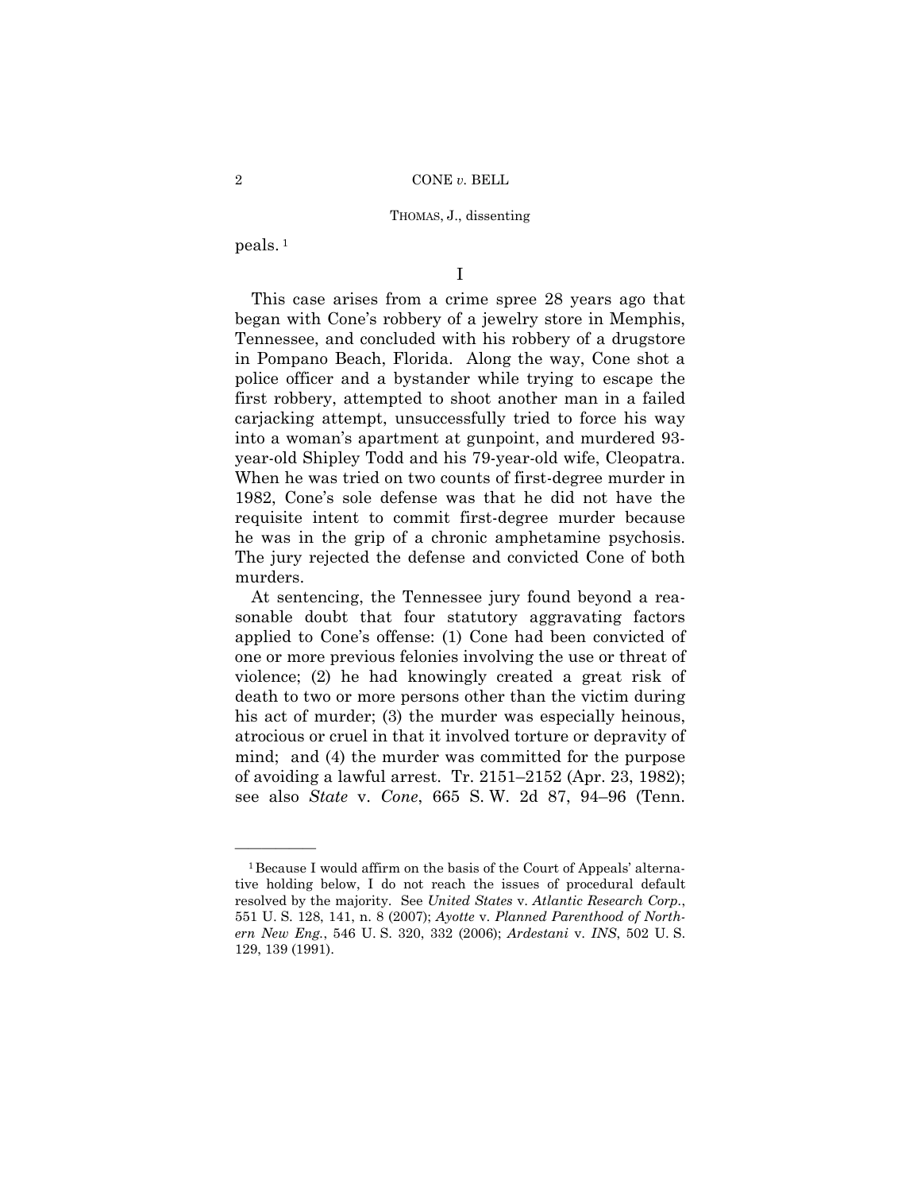peals.[1]

I

This case arises from a crime spree 28 years ago that began with Cone's robbery of a jewelry store in Memphis, Tennessee, and concluded with his robbery of a drugstore in Pompano Beach, Florida. Along the way, Cone shot a police officer and a bystander while trying to escape the first robbery, attempted to shoot another man in a failed carjacking attempt, unsuccessfully tried to force his way into a woman's apartment at gunpoint, and murdered 93-year-old Shipley Todd and his 79-year-old wife, Cleopatra. When he was tried on two counts of first-degree murder in 1982, Cone's sole defense was that he did not have the requisite intent to commit first-degree murder because he was in the grip of a chronic amphetamine psychosis. The jury rejected the defense and convicted Cone of both murders.

At sentencing, the Tennessee jury found beyond a reasonable doubt that four statutory aggravating factors applied to Cone's offense: (1) Cone had been convicted of one or more previous felonies involving the use or threat of violence; (2) he had knowingly created a great risk of death to two or more persons other than the victim during his act of murder; (3) the murder was especially heinous, atrocious or cruel in that it involved torture or depravity of mind; and (4) the murder was committed for the purpose of avoiding a lawful arrest. Tr. 2151–2152 (Apr. 23, 1982); see also *State* v. *Cone*, 665 S. W. 2d 87, 94–96 (Tenn.

[1] Because I would affirm on the basis of the Court of Appeals' alternative holding below, I do not reach the issues of procedural default resolved by the majority. See *United States* v. *Atlantic Research Corp.*, 551 U. S. 128, 141, n. 8 (2007); *Ayotte* v. *Planned Parenthood of Northern New Eng.*, 546 U. S. 320, 332 (2006); *Ardestani* v. *INS*, 502 U. S. 129, 139 (1991).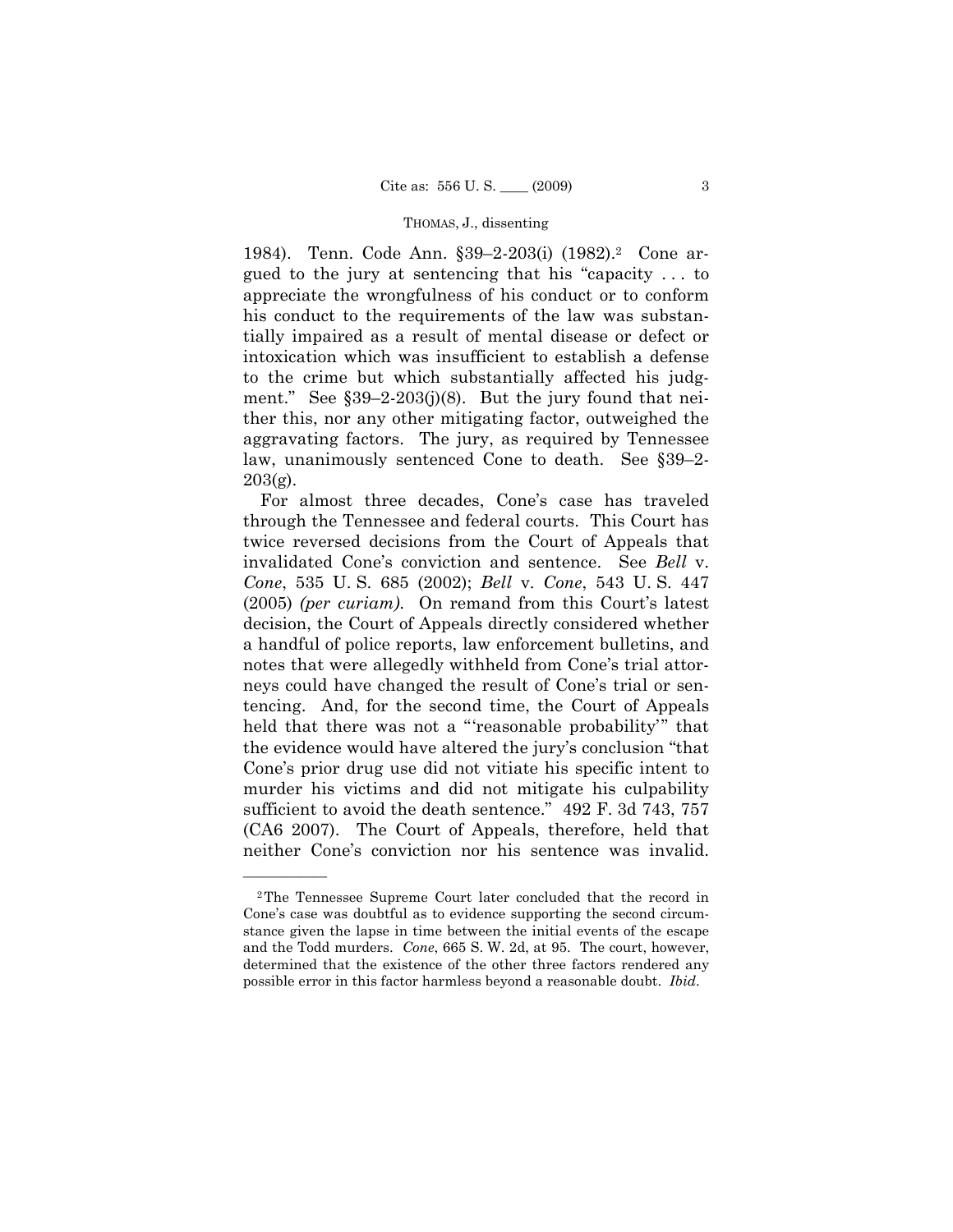1984). Tenn. Code Ann. §39–2-203(i) (1982).[2] Cone argued to the jury at sentencing that his "capacity . . . to appreciate the wrongfulness of his conduct or to conform his conduct to the requirements of the law was substantially impaired as a result of mental disease or defect or intoxication which was insufficient to establish a defense to the crime but which substantially affected his judgment." See §39–2-203(j)(8). But the jury found that neither this, nor any other mitigating factor, outweighed the aggravating factors. The jury, as required by Tennessee law, unanimously sentenced Cone to death. See §39–2-203(g).

For almost three decades, Cone's case has traveled through the Tennessee and federal courts. This Court has twice reversed decisions from the Court of Appeals that invalidated Cone's conviction and sentence. See *Bell* v. *Cone*, 535 U. S. 685 (2002); *Bell* v. *Cone*, 543 U. S. 447 (2005) *(per curiam)*. On remand from this Court's latest decision, the Court of Appeals directly considered whether a handful of police reports, law enforcement bulletins, and notes that were allegedly withheld from Cone's trial attorneys could have changed the result of Cone's trial or sentencing. And, for the second time, the Court of Appeals held that there was not a "'reasonable probability'" that the evidence would have altered the jury's conclusion "that Cone's prior drug use did not vitiate his specific intent to murder his victims and did not mitigate his culpability sufficient to avoid the death sentence." 492 F. 3d 743, 757 (CA6 2007). The Court of Appeals, therefore, held that neither Cone's conviction nor his sentence was invalid.

---

[2] The Tennessee Supreme Court later concluded that the record in Cone's case was doubtful as to evidence supporting the second circumstance given the lapse in time between the initial events of the escape and the Todd murders. *Cone*, 665 S. W. 2d, at 95. The court, however, determined that the existence of the other three factors rendered any possible error in this factor harmless beyond a reasonable doubt. *Ibid*.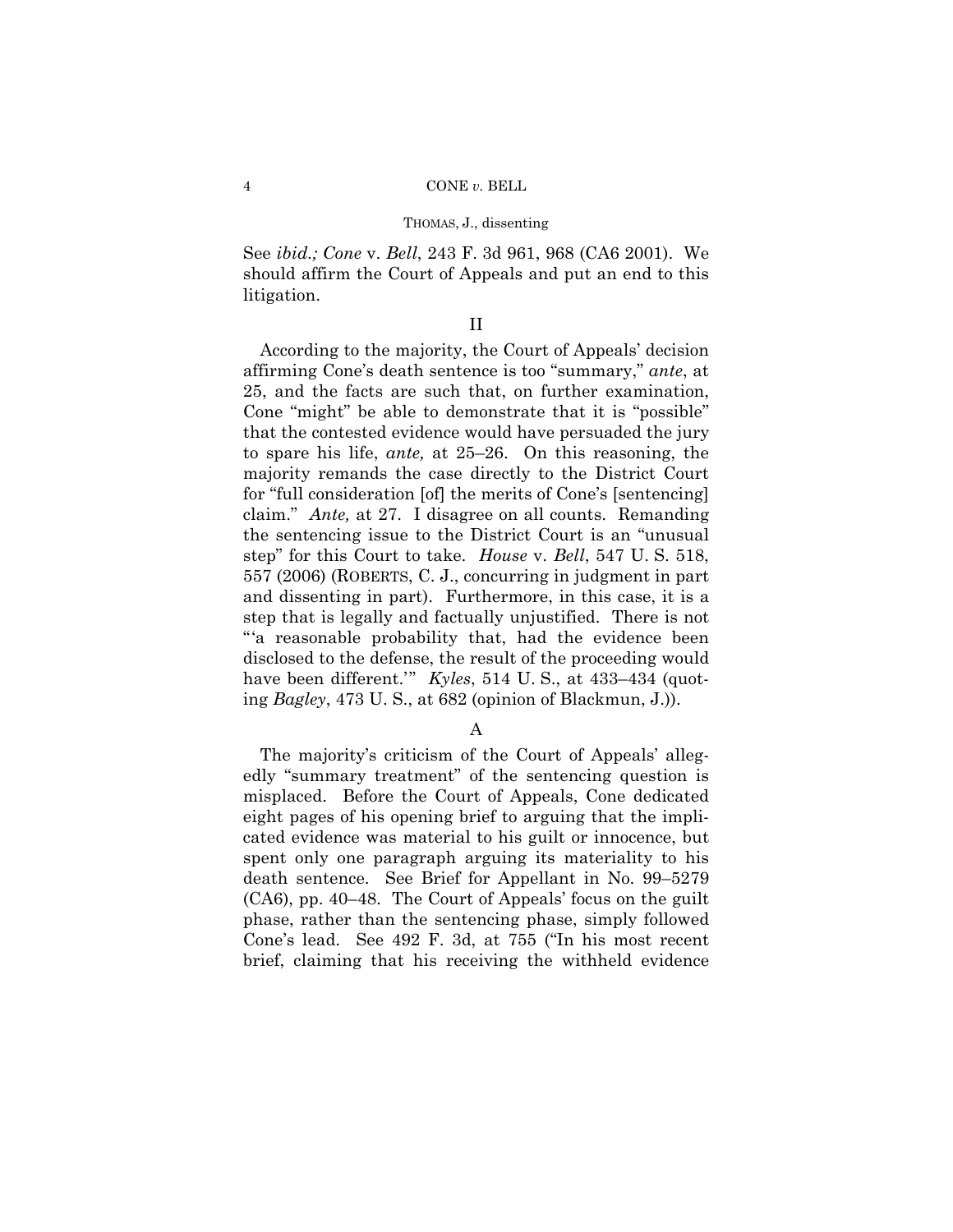See *ibid.; Cone* v. *Bell*, 243 F. 3d 961, 968 (CA6 2001). We should affirm the Court of Appeals and put an end to this litigation.

## II

According to the majority, the Court of Appeals' decision affirming Cone's death sentence is too "summary," *ante*, at 25, and the facts are such that, on further examination, Cone "might" be able to demonstrate that it is "possible" that the contested evidence would have persuaded the jury to spare his life, *ante,* at 25–26. On this reasoning, the majority remands the case directly to the District Court for "full consideration [of] the merits of Cone's [sentencing] claim." *Ante,* at 27. I disagree on all counts. Remanding the sentencing issue to the District Court is an "unusual step" for this Court to take. *House* v. *Bell*, 547 U. S. 518, 557 (2006) (ROBERTS, C. J., concurring in judgment in part and dissenting in part). Furthermore, in this case, it is a step that is legally and factually unjustified. There is not "'a reasonable probability that, had the evidence been disclosed to the defense, the result of the proceeding would have been different.'" *Kyles*, 514 U. S., at 433–434 (quoting *Bagley*, 473 U. S., at 682 (opinion of Blackmun, J.)).

### A

The majority's criticism of the Court of Appeals' allegedly "summary treatment" of the sentencing question is misplaced. Before the Court of Appeals, Cone dedicated eight pages of his opening brief to arguing that the implicated evidence was material to his guilt or innocence, but spent only one paragraph arguing its materiality to his death sentence. See Brief for Appellant in No. 99–5279 (CA6), pp. 40–48. The Court of Appeals' focus on the guilt phase, rather than the sentencing phase, simply followed Cone's lead. See 492 F. 3d, at 755 ("In his most recent brief, claiming that his receiving the withheld evidence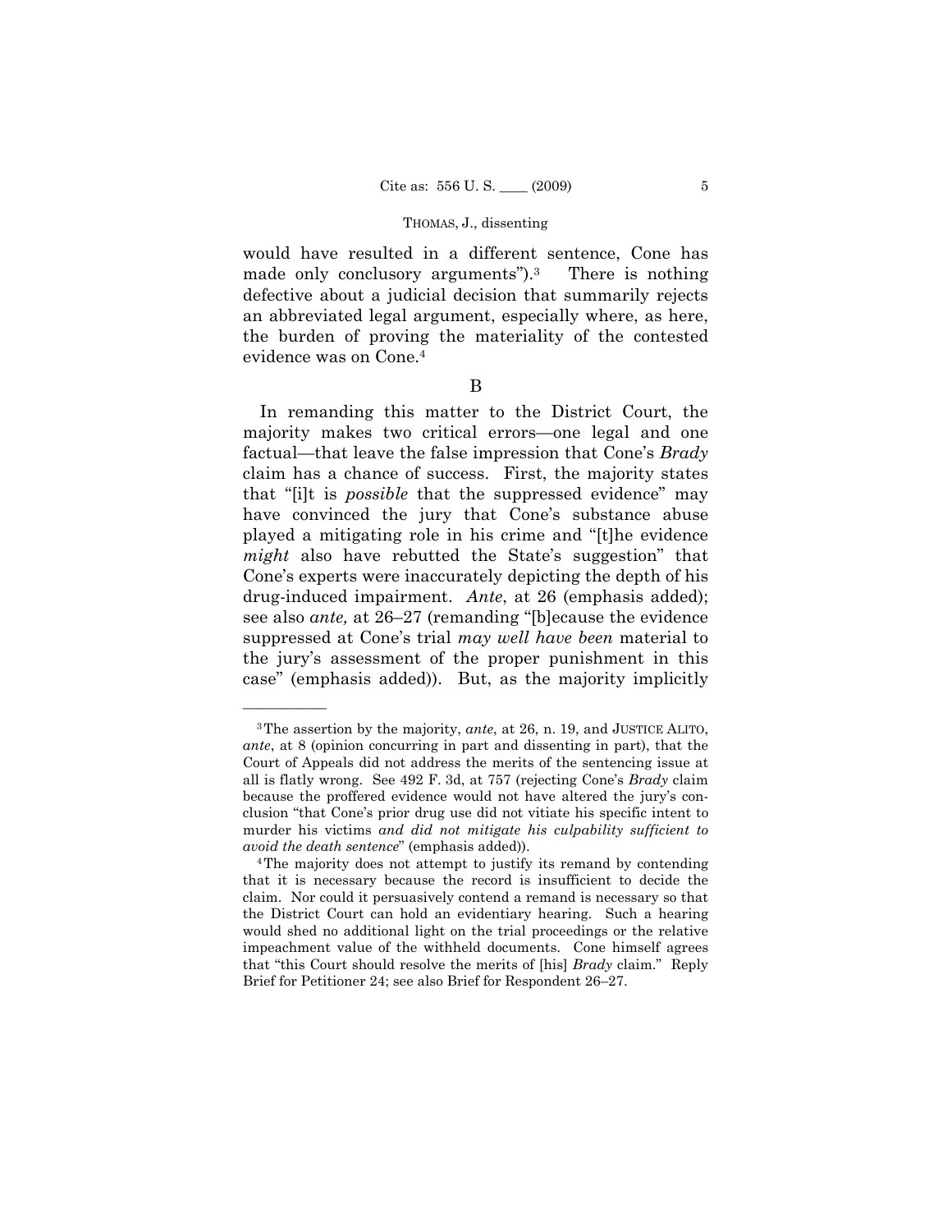would have resulted in a different sentence, Cone has made only conclusory arguments").[3] There is nothing defective about a judicial decision that summarily rejects an abbreviated legal argument, especially where, as here, the burden of proving the materiality of the contested evidence was on Cone.[4]

B

In remanding this matter to the District Court, the majority makes two critical errors—one legal and one factual—that leave the false impression that Cone's *Brady* claim has a chance of success. First, the majority states that "[i]t is *possible* that the suppressed evidence" may have convinced the jury that Cone's substance abuse played a mitigating role in his crime and "[t]he evidence *might* also have rebutted the State's suggestion" that Cone's experts were inaccurately depicting the depth of his drug-induced impairment. *Ante*, at 26 (emphasis added); see also *ante,* at 26–27 (remanding "[b]ecause the evidence suppressed at Cone's trial *may well have been* material to the jury's assessment of the proper punishment in this case" (emphasis added)). But, as the majority implicitly

---

[3] The assertion by the majority, *ante*, at 26, n. 19, and JUSTICE ALITO, *ante*, at 8 (opinion concurring in part and dissenting in part), that the Court of Appeals did not address the merits of the sentencing issue at all is flatly wrong. See 492 F. 3d, at 757 (rejecting Cone's *Brady* claim because the proffered evidence would not have altered the jury's conclusion "that Cone's prior drug use did not vitiate his specific intent to murder his victims *and did not mitigate his culpability sufficient to avoid the death sentence*" (emphasis added)).

[4] The majority does not attempt to justify its remand by contending that it is necessary because the record is insufficient to decide the claim. Nor could it persuasively contend a remand is necessary so that the District Court can hold an evidentiary hearing. Such a hearing would shed no additional light on the trial proceedings or the relative impeachment value of the withheld documents. Cone himself agrees that "this Court should resolve the merits of [his] *Brady* claim." Reply Brief for Petitioner 24; see also Brief for Respondent 26–27.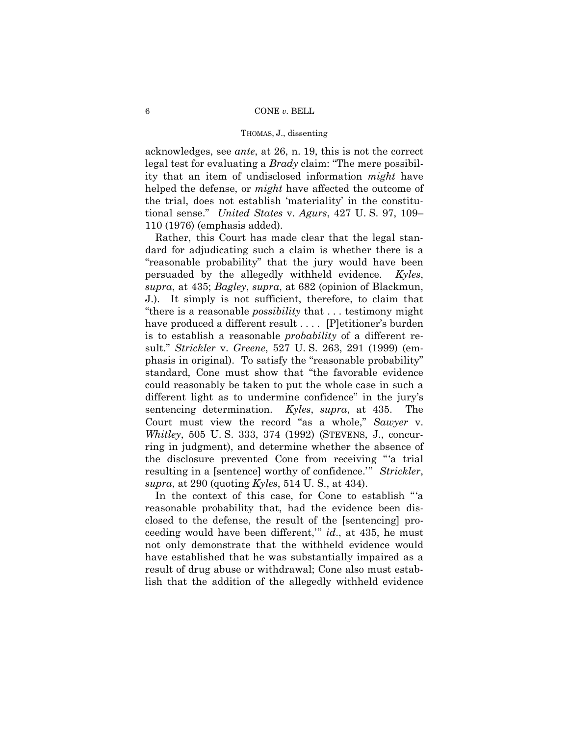acknowledges, see *ante*, at 26, n. 19, this is not the correct legal test for evaluating a *Brady* claim: "The mere possibility that an item of undisclosed information *might* have helped the defense, or *might* have affected the outcome of the trial, does not establish 'materiality' in the constitutional sense." *United States* v. *Agurs*, 427 U. S. 97, 109–110 (1976) (emphasis added).

Rather, this Court has made clear that the legal standard for adjudicating such a claim is whether there is a "reasonable probability" that the jury would have been persuaded by the allegedly withheld evidence. *Kyles*, *supra*, at 435; *Bagley*, *supra*, at 682 (opinion of Blackmun, J.). It simply is not sufficient, therefore, to claim that "there is a reasonable *possibility* that . . . testimony might have produced a different result . . . . [P]etitioner's burden is to establish a reasonable *probability* of a different result." *Strickler* v. *Greene*, 527 U. S. 263, 291 (1999) (emphasis in original). To satisfy the "reasonable probability" standard, Cone must show that "the favorable evidence could reasonably be taken to put the whole case in such a different light as to undermine confidence" in the jury's sentencing determination. *Kyles*, *supra*, at 435. The Court must view the record "as a whole," *Sawyer* v. *Whitley*, 505 U. S. 333, 374 (1992) (STEVENS, J., concurring in judgment), and determine whether the absence of the disclosure prevented Cone from receiving "'a trial resulting in a [sentence] worthy of confidence.'" *Strickler*, *supra*, at 290 (quoting *Kyles*, 514 U. S., at 434).

In the context of this case, for Cone to establish "'a reasonable probability that, had the evidence been disclosed to the defense, the result of the [sentencing] proceeding would have been different,'" *id*., at 435, he must not only demonstrate that the withheld evidence would have established that he was substantially impaired as a result of drug abuse or withdrawal; Cone also must establish that the addition of the allegedly withheld evidence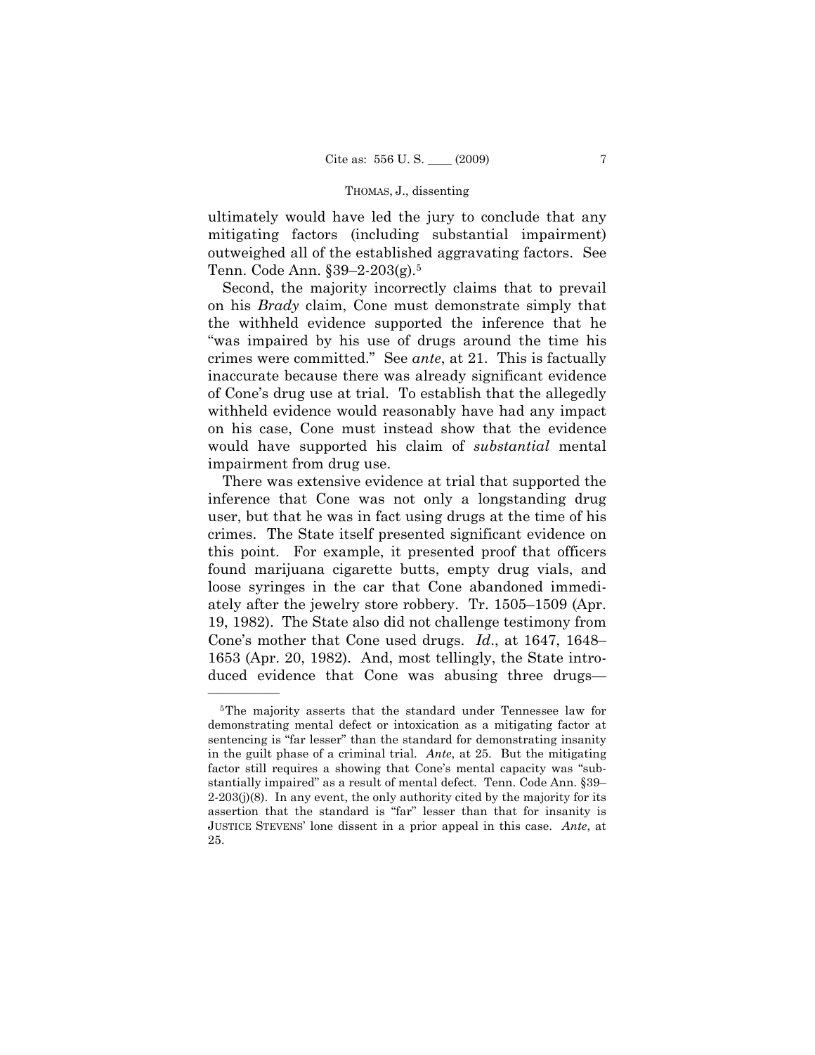ultimately would have led the jury to conclude that any mitigating factors (including substantial impairment) outweighed all of the established aggravating factors. See Tenn. Code Ann. §39–2-203(g).[5]

Second, the majority incorrectly claims that to prevail on his *Brady* claim, Cone must demonstrate simply that the withheld evidence supported the inference that he "was impaired by his use of drugs around the time his crimes were committed." See *ante*, at 21. This is factually inaccurate because there was already significant evidence of Cone's drug use at trial. To establish that the allegedly withheld evidence would reasonably have had any impact on his case, Cone must instead show that the evidence would have supported his claim of *substantial* mental impairment from drug use.

There was extensive evidence at trial that supported the inference that Cone was not only a longstanding drug user, but that he was in fact using drugs at the time of his crimes. The State itself presented significant evidence on this point. For example, it presented proof that officers found marijuana cigarette butts, empty drug vials, and loose syringes in the car that Cone abandoned immediately after the jewelry store robbery. Tr. 1505–1509 (Apr. 19, 1982). The State also did not challenge testimony from Cone's mother that Cone used drugs. *Id*., at 1647, 1648–1653 (Apr. 20, 1982). And, most tellingly, the State introduced evidence that Cone was abusing three drugs—

---

[5]The majority asserts that the standard under Tennessee law for demonstrating mental defect or intoxication as a mitigating factor at sentencing is "far lesser" than the standard for demonstrating insanity in the guilt phase of a criminal trial. *Ante*, at 25. But the mitigating factor still requires a showing that Cone's mental capacity was "substantially impaired" as a result of mental defect. Tenn. Code Ann. §39–2-203(j)(8). In any event, the only authority cited by the majority for its assertion that the standard is "far" lesser than that for insanity is JUSTICE STEVENS' lone dissent in a prior appeal in this case. *Ante*, at 25.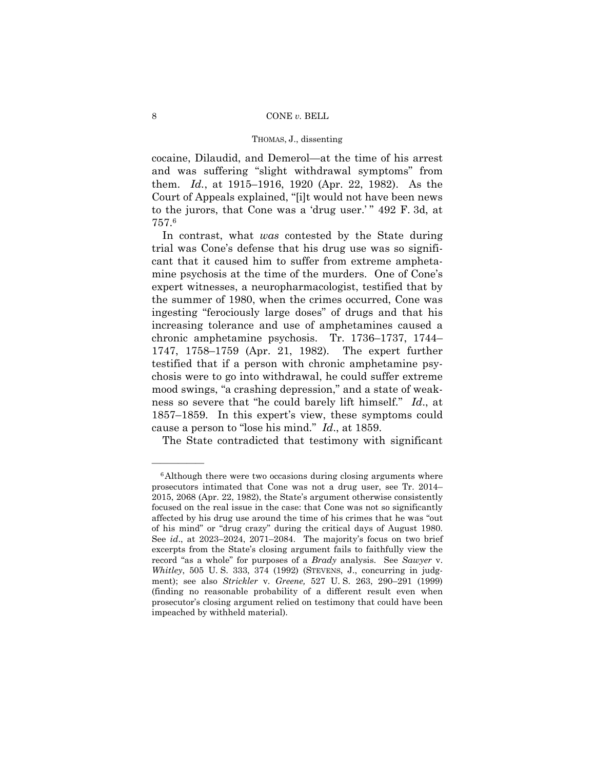cocaine, Dilaudid, and Demerol—at the time of his arrest and was suffering "slight withdrawal symptoms" from them. *Id.*, at 1915–1916, 1920 (Apr. 22, 1982). As the Court of Appeals explained, "[i]t would not have been news to the jurors, that Cone was a 'drug user.'" 492 F. 3d, at 757.[6]

In contrast, what *was* contested by the State during trial was Cone's defense that his drug use was so significant that it caused him to suffer from extreme amphetamine psychosis at the time of the murders. One of Cone's expert witnesses, a neuropharmacologist, testified that by the summer of 1980, when the crimes occurred, Cone was ingesting "ferociously large doses" of drugs and that his increasing tolerance and use of amphetamines caused a chronic amphetamine psychosis. Tr. 1736–1737, 1744–1747, 1758–1759 (Apr. 21, 1982). The expert further testified that if a person with chronic amphetamine psychosis were to go into withdrawal, he could suffer extreme mood swings, "a crashing depression," and a state of weakness so severe that "he could barely lift himself." *Id*., at 1857–1859. In this expert's view, these symptoms could cause a person to "lose his mind." *Id*., at 1859.

The State contradicted that testimony with significant

---

[6] Although there were two occasions during closing arguments where prosecutors intimated that Cone was not a drug user, see Tr. 2014–2015, 2068 (Apr. 22, 1982), the State's argument otherwise consistently focused on the real issue in the case: that Cone was not so significantly affected by his drug use around the time of his crimes that he was "out of his mind" or "drug crazy" during the critical days of August 1980. See *id*., at 2023–2024, 2071–2084. The majority's focus on two brief excerpts from the State's closing argument fails to faithfully view the record "as a whole" for purposes of a *Brady* analysis. See *Sawyer* v. *Whitley*, 505 U. S. 333, 374 (1992) (STEVENS, J., concurring in judgment); see also *Strickler* v. *Greene,* 527 U. S. 263, 290–291 (1999) (finding no reasonable probability of a different result even when prosecutor's closing argument relied on testimony that could have been impeached by withheld material).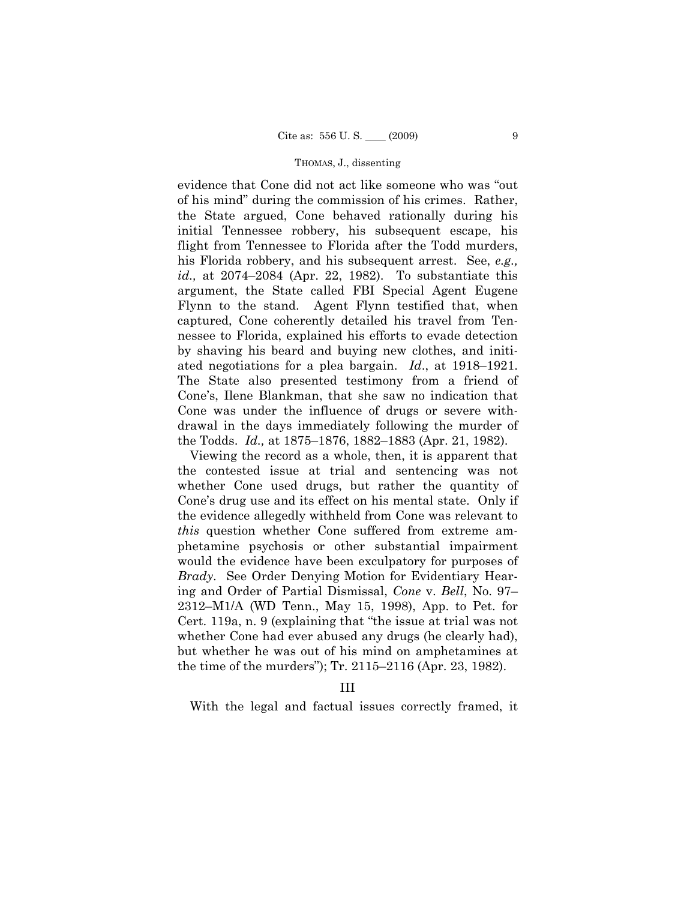evidence that Cone did not act like someone who was "out of his mind" during the commission of his crimes. Rather, the State argued, Cone behaved rationally during his initial Tennessee robbery, his subsequent escape, his flight from Tennessee to Florida after the Todd murders, his Florida robbery, and his subsequent arrest. See, *e.g., id.,* at 2074–2084 (Apr. 22, 1982). To substantiate this argument, the State called FBI Special Agent Eugene Flynn to the stand. Agent Flynn testified that, when captured, Cone coherently detailed his travel from Tennessee to Florida, explained his efforts to evade detection by shaving his beard and buying new clothes, and initiated negotiations for a plea bargain. *Id*., at 1918–1921. The State also presented testimony from a friend of Cone's, Ilene Blankman, that she saw no indication that Cone was under the influence of drugs or severe withdrawal in the days immediately following the murder of the Todds. *Id.,* at 1875–1876, 1882–1883 (Apr. 21, 1982).

Viewing the record as a whole, then, it is apparent that the contested issue at trial and sentencing was not whether Cone used drugs, but rather the quantity of Cone's drug use and its effect on his mental state. Only if the evidence allegedly withheld from Cone was relevant to *this* question whether Cone suffered from extreme amphetamine psychosis or other substantial impairment would the evidence have been exculpatory for purposes of *Brady*. See Order Denying Motion for Evidentiary Hearing and Order of Partial Dismissal, *Cone* v. *Bell*, No. 97–2312–M1/A (WD Tenn., May 15, 1998), App. to Pet. for Cert. 119a, n. 9 (explaining that "the issue at trial was not whether Cone had ever abused any drugs (he clearly had), but whether he was out of his mind on amphetamines at the time of the murders"); Tr. 2115–2116 (Apr. 23, 1982).

## III

With the legal and factual issues correctly framed, it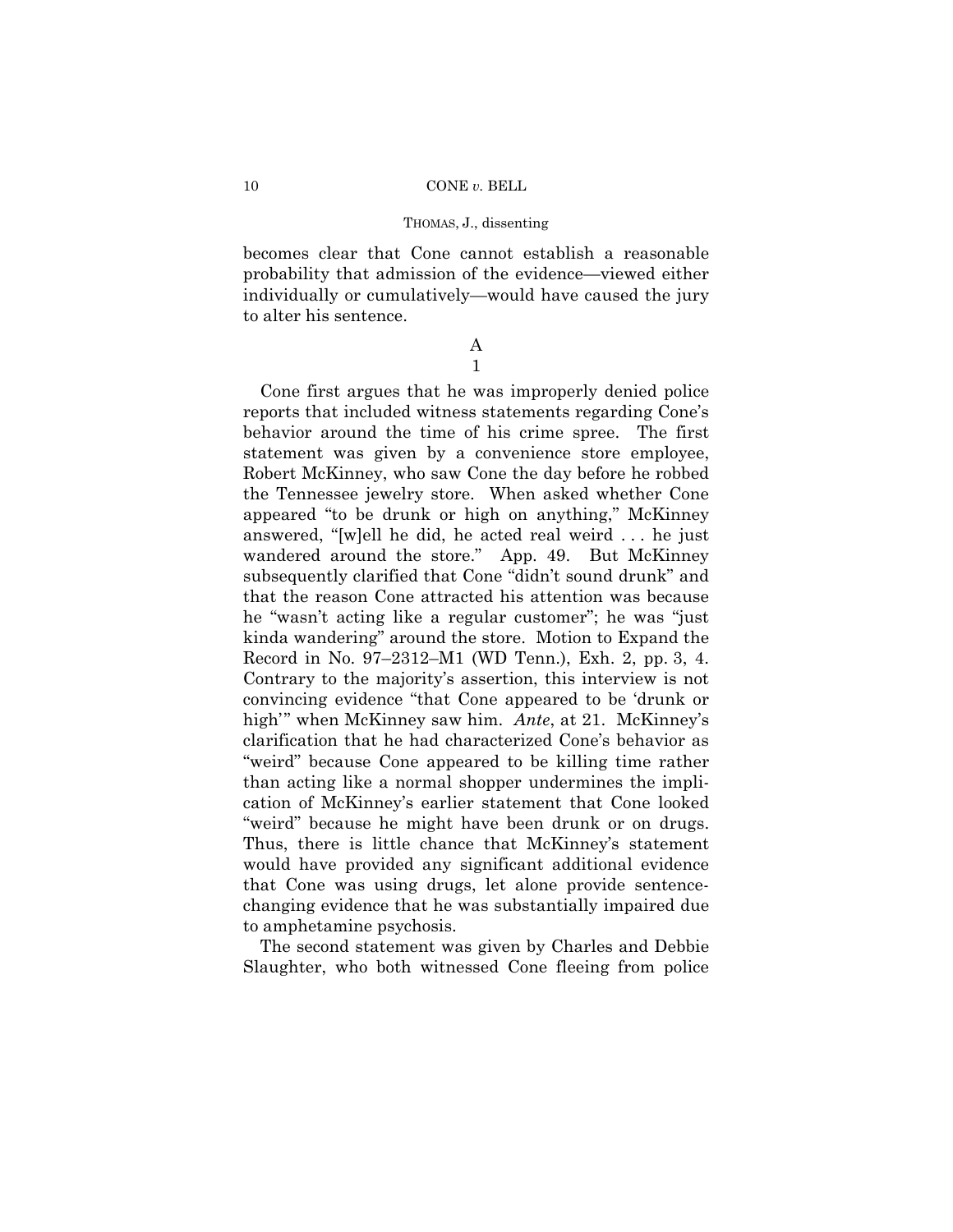becomes clear that Cone cannot establish a reasonable probability that admission of the evidence—viewed either individually or cumulatively—would have caused the jury to alter his sentence.

## A

### 1

Cone first argues that he was improperly denied police reports that included witness statements regarding Cone's behavior around the time of his crime spree. The first statement was given by a convenience store employee, Robert McKinney, who saw Cone the day before he robbed the Tennessee jewelry store. When asked whether Cone appeared "to be drunk or high on anything," McKinney answered, "[w]ell he did, he acted real weird . . . he just wandered around the store." App. 49. But McKinney subsequently clarified that Cone "didn't sound drunk" and that the reason Cone attracted his attention was because he "wasn't acting like a regular customer"; he was "just kinda wandering" around the store. Motion to Expand the Record in No. 97–2312–M1 (WD Tenn.), Exh. 2, pp. 3, 4. Contrary to the majority's assertion, this interview is not convincing evidence "that Cone appeared to be 'drunk or high'" when McKinney saw him. *Ante*, at 21. McKinney's clarification that he had characterized Cone's behavior as "weird" because Cone appeared to be killing time rather than acting like a normal shopper undermines the implication of McKinney's earlier statement that Cone looked "weird" because he might have been drunk or on drugs. Thus, there is little chance that McKinney's statement would have provided any significant additional evidence that Cone was using drugs, let alone provide sentence-changing evidence that he was substantially impaired due to amphetamine psychosis.

The second statement was given by Charles and Debbie Slaughter, who both witnessed Cone fleeing from police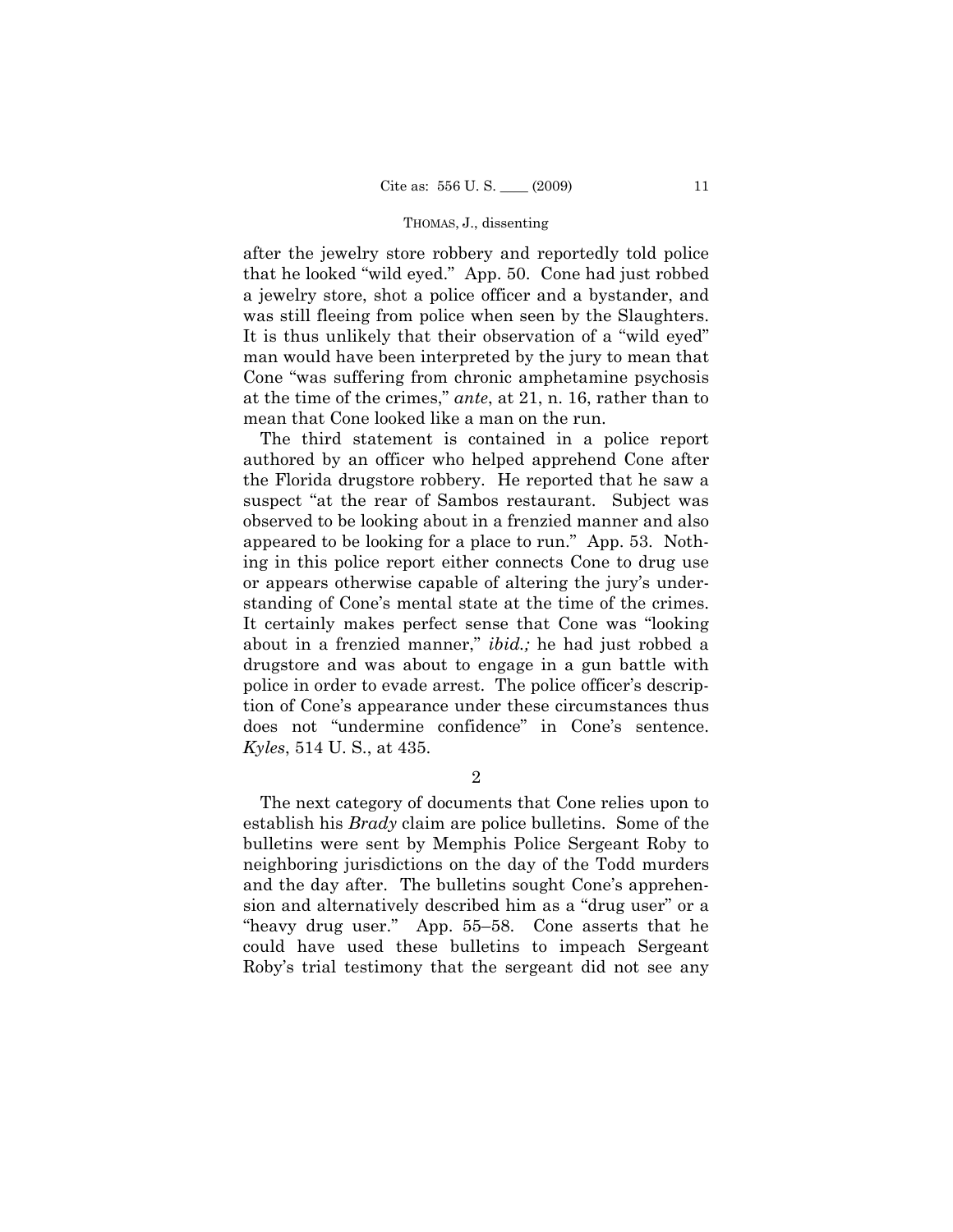after the jewelry store robbery and reportedly told police that he looked "wild eyed." App. 50. Cone had just robbed a jewelry store, shot a police officer and a bystander, and was still fleeing from police when seen by the Slaughters. It is thus unlikely that their observation of a "wild eyed" man would have been interpreted by the jury to mean that Cone "was suffering from chronic amphetamine psychosis at the time of the crimes," *ante*, at 21, n. 16, rather than to mean that Cone looked like a man on the run.

The third statement is contained in a police report authored by an officer who helped apprehend Cone after the Florida drugstore robbery. He reported that he saw a suspect "at the rear of Sambos restaurant. Subject was observed to be looking about in a frenzied manner and also appeared to be looking for a place to run." App. 53. Nothing in this police report either connects Cone to drug use or appears otherwise capable of altering the jury's understanding of Cone's mental state at the time of the crimes. It certainly makes perfect sense that Cone was "looking about in a frenzied manner," *ibid.;* he had just robbed a drugstore and was about to engage in a gun battle with police in order to evade arrest. The police officer's description of Cone's appearance under these circumstances thus does not "undermine confidence" in Cone's sentence. *Kyles*, 514 U. S., at 435.

2

The next category of documents that Cone relies upon to establish his *Brady* claim are police bulletins. Some of the bulletins were sent by Memphis Police Sergeant Roby to neighboring jurisdictions on the day of the Todd murders and the day after. The bulletins sought Cone's apprehension and alternatively described him as a "drug user" or a "heavy drug user." App. 55–58. Cone asserts that he could have used these bulletins to impeach Sergeant Roby's trial testimony that the sergeant did not see any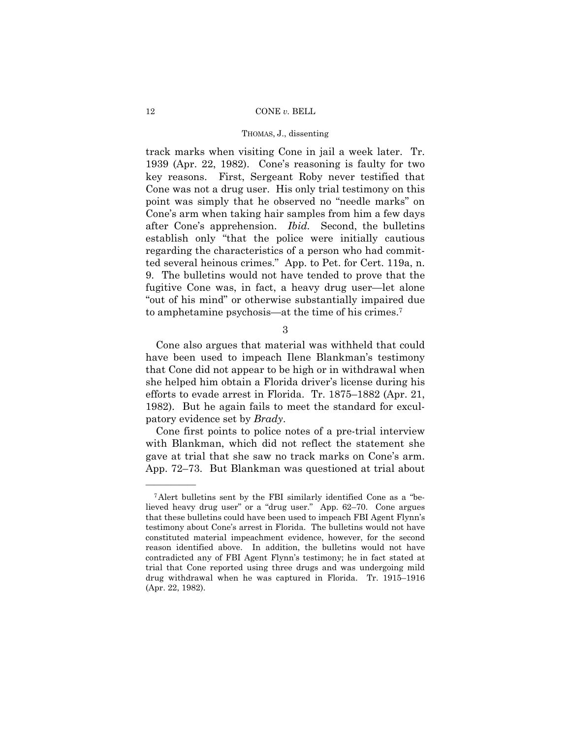track marks when visiting Cone in jail a week later. Tr. 1939 (Apr. 22, 1982). Cone's reasoning is faulty for two key reasons. First, Sergeant Roby never testified that Cone was not a drug user. His only trial testimony on this point was simply that he observed no "needle marks" on Cone's arm when taking hair samples from him a few days after Cone's apprehension. *Ibid.* Second, the bulletins establish only "that the police were initially cautious regarding the characteristics of a person who had committed several heinous crimes." App. to Pet. for Cert. 119a, n. 9. The bulletins would not have tended to prove that the fugitive Cone was, in fact, a heavy drug user—let alone "out of his mind" or otherwise substantially impaired due to amphetamine psychosis—at the time of his crimes.[7]

3

Cone also argues that material was withheld that could have been used to impeach Ilene Blankman's testimony that Cone did not appear to be high or in withdrawal when she helped him obtain a Florida driver's license during his efforts to evade arrest in Florida. Tr. 1875–1882 (Apr. 21, 1982). But he again fails to meet the standard for exculpatory evidence set by *Brady*.

Cone first points to police notes of a pre-trial interview with Blankman, which did not reflect the statement she gave at trial that she saw no track marks on Cone's arm. App. 72–73. But Blankman was questioned at trial about

---

[7] Alert bulletins sent by the FBI similarly identified Cone as a "believed heavy drug user" or a "drug user." App. 62–70. Cone argues that these bulletins could have been used to impeach FBI Agent Flynn's testimony about Cone's arrest in Florida. The bulletins would not have constituted material impeachment evidence, however, for the second reason identified above. In addition, the bulletins would not have contradicted any of FBI Agent Flynn's testimony; he in fact stated at trial that Cone reported using three drugs and was undergoing mild drug withdrawal when he was captured in Florida. Tr. 1915–1916 (Apr. 22, 1982).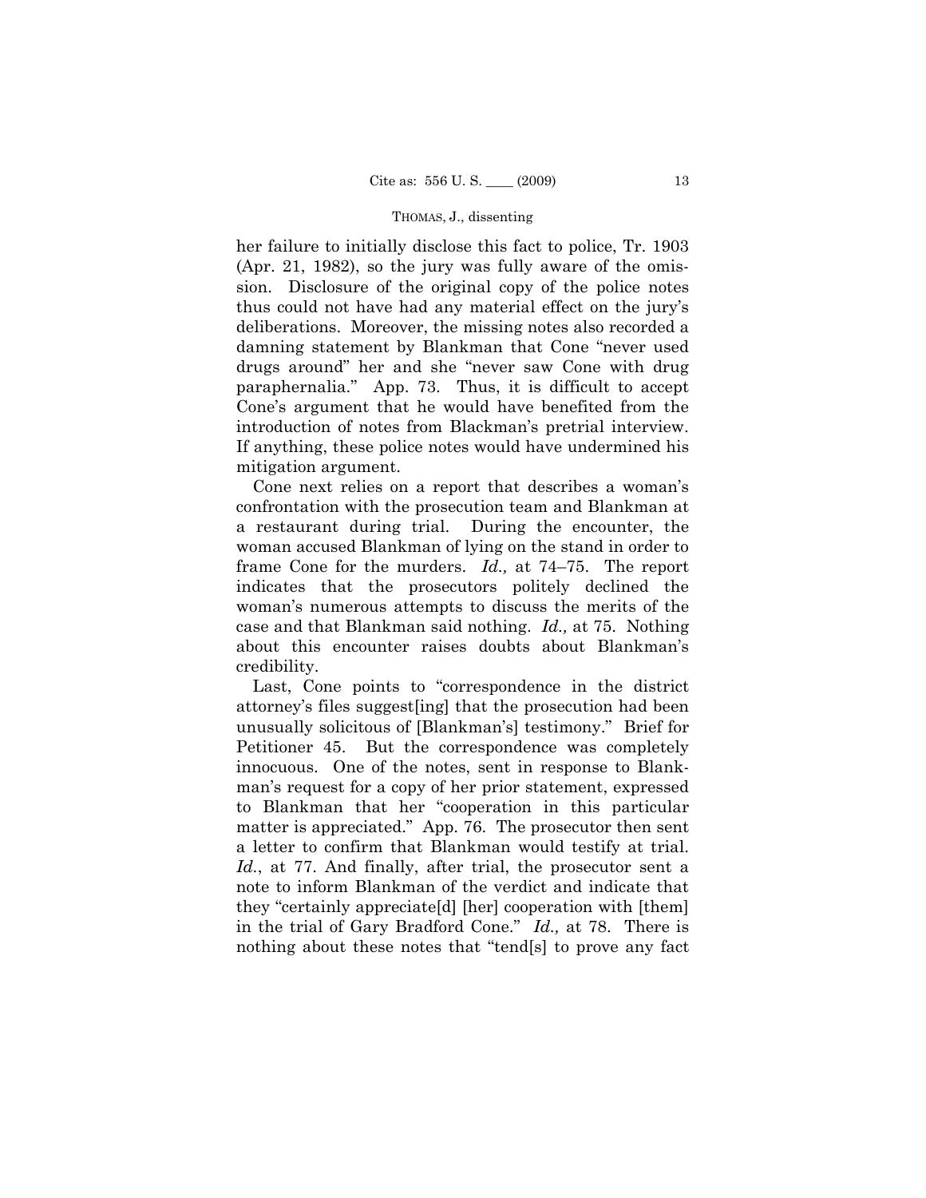her failure to initially disclose this fact to police, Tr. 1903 (Apr. 21, 1982), so the jury was fully aware of the omission. Disclosure of the original copy of the police notes thus could not have had any material effect on the jury's deliberations. Moreover, the missing notes also recorded a damning statement by Blankman that Cone "never used drugs around" her and she "never saw Cone with drug paraphernalia." App. 73. Thus, it is difficult to accept Cone's argument that he would have benefited from the introduction of notes from Blackman's pretrial interview. If anything, these police notes would have undermined his mitigation argument.

Cone next relies on a report that describes a woman's confrontation with the prosecution team and Blankman at a restaurant during trial. During the encounter, the woman accused Blankman of lying on the stand in order to frame Cone for the murders. *Id.,* at 74–75. The report indicates that the prosecutors politely declined the woman's numerous attempts to discuss the merits of the case and that Blankman said nothing. *Id.,* at 75. Nothing about this encounter raises doubts about Blankman's credibility.

Last, Cone points to "correspondence in the district attorney's files suggest[ing] that the prosecution had been unusually solicitous of [Blankman's] testimony." Brief for Petitioner 45. But the correspondence was completely innocuous. One of the notes, sent in response to Blankman's request for a copy of her prior statement, expressed to Blankman that her "cooperation in this particular matter is appreciated." App. 76. The prosecutor then sent a letter to confirm that Blankman would testify at trial. *Id.*, at 77. And finally, after trial, the prosecutor sent a note to inform Blankman of the verdict and indicate that they "certainly appreciate[d] [her] cooperation with [them] in the trial of Gary Bradford Cone." *Id.,* at 78. There is nothing about these notes that "tend[s] to prove any fact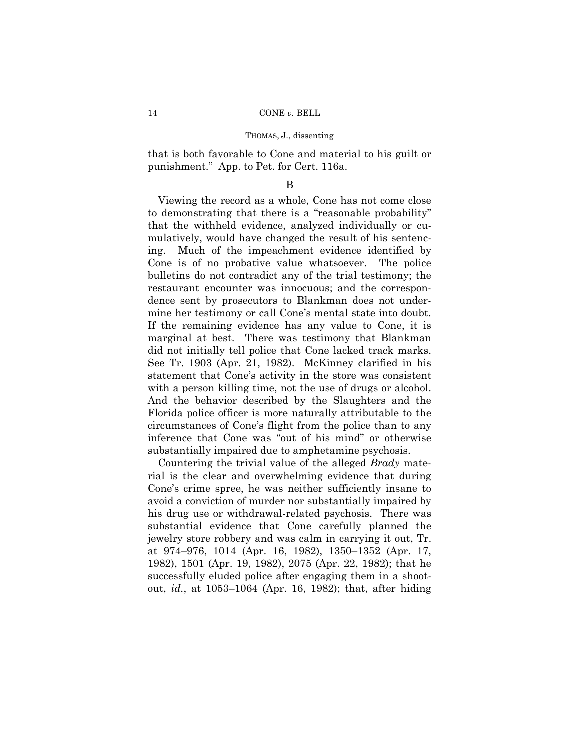that is both favorable to Cone and material to his guilt or punishment." App. to Pet. for Cert. 116a.

B

Viewing the record as a whole, Cone has not come close to demonstrating that there is a "reasonable probability" that the withheld evidence, analyzed individually or cumulatively, would have changed the result of his sentencing. Much of the impeachment evidence identified by Cone is of no probative value whatsoever. The police bulletins do not contradict any of the trial testimony; the restaurant encounter was innocuous; and the correspondence sent by prosecutors to Blankman does not undermine her testimony or call Cone's mental state into doubt. If the remaining evidence has any value to Cone, it is marginal at best. There was testimony that Blankman did not initially tell police that Cone lacked track marks. See Tr. 1903 (Apr. 21, 1982). McKinney clarified in his statement that Cone's activity in the store was consistent with a person killing time, not the use of drugs or alcohol. And the behavior described by the Slaughters and the Florida police officer is more naturally attributable to the circumstances of Cone's flight from the police than to any inference that Cone was "out of his mind" or otherwise substantially impaired due to amphetamine psychosis.

Countering the trivial value of the alleged *Brady* material is the clear and overwhelming evidence that during Cone's crime spree, he was neither sufficiently insane to avoid a conviction of murder nor substantially impaired by his drug use or withdrawal-related psychosis. There was substantial evidence that Cone carefully planned the jewelry store robbery and was calm in carrying it out, Tr. at 974–976, 1014 (Apr. 16, 1982), 1350–1352 (Apr. 17, 1982), 1501 (Apr. 19, 1982), 2075 (Apr. 22, 1982); that he successfully eluded police after engaging them in a shootout, *id.*, at 1053–1064 (Apr. 16, 1982); that, after hiding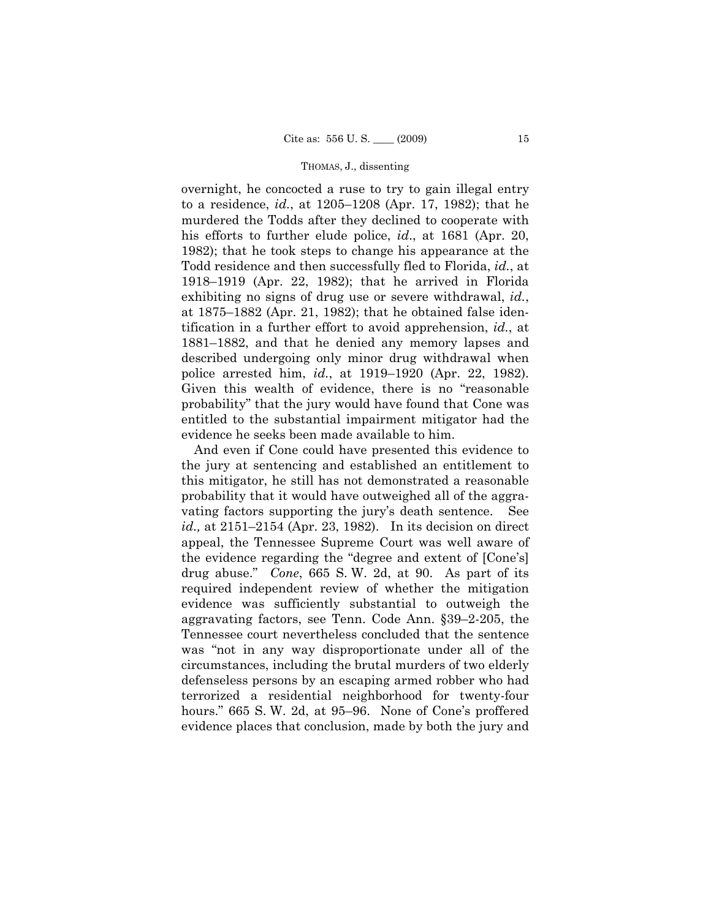overnight, he concocted a ruse to try to gain illegal entry to a residence, *id.*, at 1205–1208 (Apr. 17, 1982); that he murdered the Todds after they declined to cooperate with his efforts to further elude police, *id*., at 1681 (Apr. 20, 1982); that he took steps to change his appearance at the Todd residence and then successfully fled to Florida, *id.*, at 1918–1919 (Apr. 22, 1982); that he arrived in Florida exhibiting no signs of drug use or severe withdrawal, *id.*, at 1875–1882 (Apr. 21, 1982); that he obtained false identification in a further effort to avoid apprehension, *id.*, at 1881–1882, and that he denied any memory lapses and described undergoing only minor drug withdrawal when police arrested him, *id.*, at 1919–1920 (Apr. 22, 1982). Given this wealth of evidence, there is no "reasonable probability" that the jury would have found that Cone was entitled to the substantial impairment mitigator had the evidence he seeks been made available to him.

And even if Cone could have presented this evidence to the jury at sentencing and established an entitlement to this mitigator, he still has not demonstrated a reasonable probability that it would have outweighed all of the aggravating factors supporting the jury's death sentence. See *id.,* at 2151–2154 (Apr. 23, 1982). In its decision on direct appeal, the Tennessee Supreme Court was well aware of the evidence regarding the "degree and extent of [Cone's] drug abuse." *Cone*, 665 S. W. 2d, at 90. As part of its required independent review of whether the mitigation evidence was sufficiently substantial to outweigh the aggravating factors, see Tenn. Code Ann. §39–2-205, the Tennessee court nevertheless concluded that the sentence was "not in any way disproportionate under all of the circumstances, including the brutal murders of two elderly defenseless persons by an escaping armed robber who had terrorized a residential neighborhood for twenty-four hours." 665 S. W. 2d, at 95–96. None of Cone's proffered evidence places that conclusion, made by both the jury and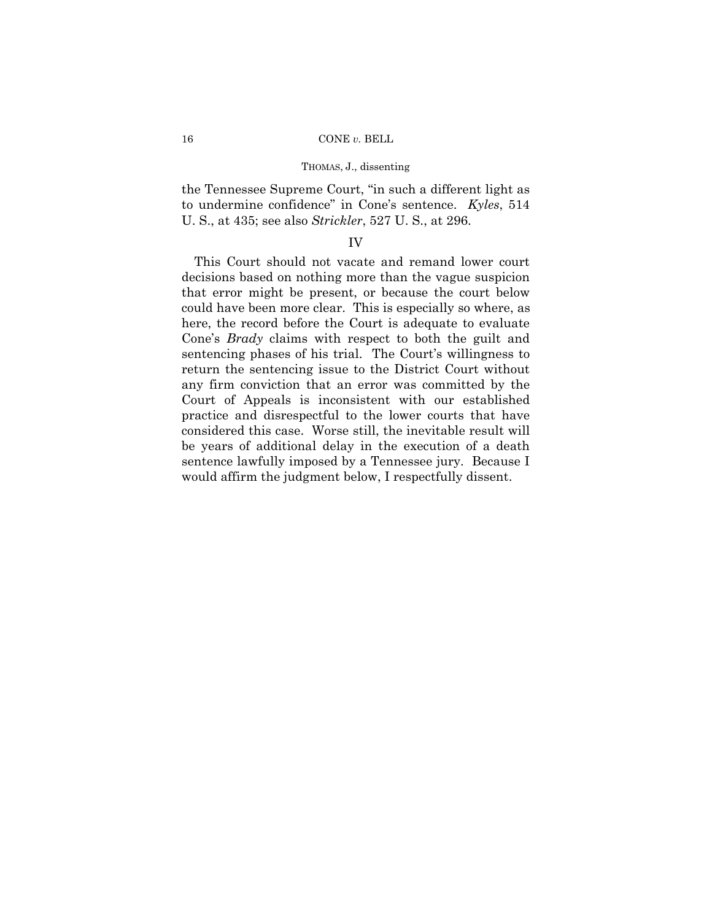the Tennessee Supreme Court, "in such a different light as to undermine confidence" in Cone's sentence. *Kyles*, 514 U. S., at 435; see also *Strickler*, 527 U. S., at 296.

## IV

This Court should not vacate and remand lower court decisions based on nothing more than the vague suspicion that error might be present, or because the court below could have been more clear. This is especially so where, as here, the record before the Court is adequate to evaluate Cone's *Brady* claims with respect to both the guilt and sentencing phases of his trial. The Court's willingness to return the sentencing issue to the District Court without any firm conviction that an error was committed by the Court of Appeals is inconsistent with our established practice and disrespectful to the lower courts that have considered this case. Worse still, the inevitable result will be years of additional delay in the execution of a death sentence lawfully imposed by a Tennessee jury. Because I would affirm the judgment below, I respectfully dissent.